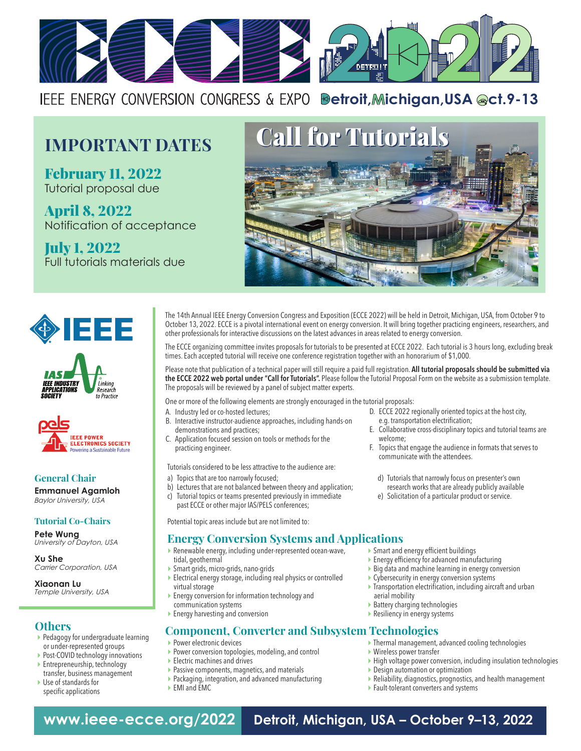# ECCE 2022

IEEE ENERGY CONVERSION CONGRESS & EXPO Detroit, Michigan, USA Oct. 9-13

## IMPORTANT DATES

**February 11, 2022**
Tutorial proposal due

**April 8, 2022**
Notification of acceptance

**July 1, 2022**
Full tutorials materials due

# Call for Tutorials

The 14th Annual IEEE Energy Conversion Congress and Exposition (ECCE 2022) will be held in Detroit, Michigan, USA, from October 9 to October 13, 2022. ECCE is a pivotal international event on energy conversion. It will bring together practicing engineers, researchers, and other professionals for interactive discussions on the latest advances in areas related to energy conversion.

The ECCE organizing committee invites proposals for tutorials to be presented at ECCE 2022. Each tutorial is 3 hours long, excluding break times. Each accepted tutorial will receive one conference registration together with an honorarium of $1,000.

Please note that publication of a technical paper will still require a paid full registration. **All tutorial proposals should be submitted via the ECCE 2022 web portal under "Call for Tutorials".** Please follow the Tutorial Proposal Form on the website as a submission template. The proposals will be reviewed by a panel of subject matter experts.

One or more of the following elements are strongly encouraged in the tutorial proposals:

A. Industry led or co-hosted lectures;
B. Interactive instructor-audience approaches, including hands-on demonstrations and practices;
C. Application focused session on tools or methods for the practicing engineer.
D. ECCE 2022 regionally oriented topics at the host city, e.g. transportation electrification;
E. Collaborative cross-disciplinary topics and tutorial teams are welcome;
F. Topics that engage the audience in formats that serves to communicate with the attendees.

Tutorials considered to be less attractive to the audience are:

a) Topics that are too narrowly focused;
b) Lectures that are not balanced between theory and application;
c) Tutorial topics or teams presented previously in immediate past ECCE or other major IAS/PELS conferences;
d) Tutorials that narrowly focus on presenter's own research works that are already publicly available
e) Solicitation of a particular product or service.

Potential topic areas include but are not limited to:

## Energy Conversion Systems and Applications

- Renewable energy, including under-represented ocean-wave, tidal, geothermal
- Smart grids, micro-grids, nano-grids
- Electrical energy storage, including real physics or controlled virtual storage
- Energy conversion for information technology and communication systems
- Energy harvesting and conversion
- Smart and energy efficient buildings
- Energy efficiency for advanced manufacturing
- Big data and machine learning in energy conversion
- Cybersecurity in energy conversion systems
- Transportation electrification, including aircraft and urban aerial mobility
- Battery charging technologies
- Resiliency in energy systems

## Component, Converter and Subsystem Technologies

- Power electronic devices
- Power conversion topologies, modeling, and control
- Electric machines and drives
- Passive components, magnetics, and materials
- Packaging, integration, and advanced manufacturing
- EMI and EMC
- Thermal management, advanced cooling technologies
- Wireless power transfer
- High voltage power conversion, including insulation technologies
- Design automation or optimization
- Reliability, diagnostics, prognostics, and health management
- Fault-tolerant converters and systems

## Others

- Pedagogy for undergraduate learning or under-represented groups
- Post-COVID technology innovations
- Entrepreneurship, technology transfer, business management
- Use of standards for specific applications

IEEE

IAS IEEE Industry Applications Society — Linking Research to Practice

pels IEEE Power Electronics Society — Powering a Sustainable Future

### General Chair

**Emmanuel Agamloh**
*Baylor University, USA*

### Tutorial Co-Chairs

**Pete Wung**
*University of Dayton, USA*

**Xu She**
*Carrier Corporation, USA*

**Xiaonan Lu**
*Temple University, USA*

**www.ieee-ecce.org/2022** **Detroit, Michigan, USA – October 9–13, 2022**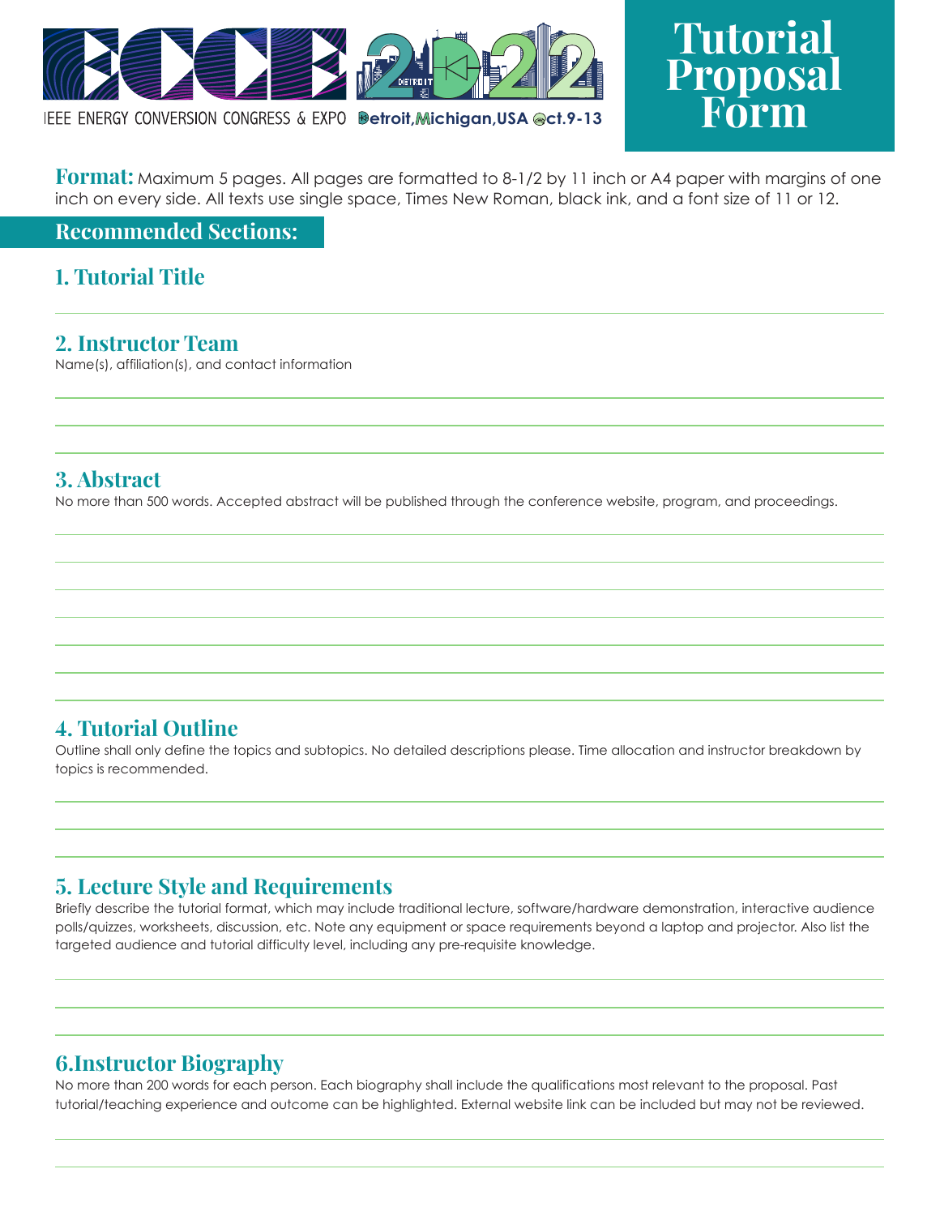IEEE ENERGY CONVERSION CONGRESS & EXPO Detroit, Michigan, USA Oct. 9-13

# Tutorial Proposal Form

**Format:** Maximum 5 pages. All pages are formatted to 8-1/2 by 11 inch or A4 paper with margins of one inch on every side. All texts use single space, Times New Roman, black ink, and a font size of 11 or 12.

## Recommended Sections:

### 1. Tutorial Title

### 2. Instructor Team

Name(s), affiliation(s), and contact information

### 3. Abstract

No more than 500 words. Accepted abstract will be published through the conference website, program, and proceedings.

### 4. Tutorial Outline

Outline shall only define the topics and subtopics. No detailed descriptions please. Time allocation and instructor breakdown by topics is recommended.

### 5. Lecture Style and Requirements

Briefly describe the tutorial format, which may include traditional lecture, software/hardware demonstration, interactive audience polls/quizzes, worksheets, discussion, etc. Note any equipment or space requirements beyond a laptop and projector. Also list the targeted audience and tutorial difficulty level, including any pre-requisite knowledge.

### 6.Instructor Biography

No more than 200 words for each person. Each biography shall include the qualifications most relevant to the proposal. Past tutorial/teaching experience and outcome can be highlighted. External website link can be included but may not be reviewed.